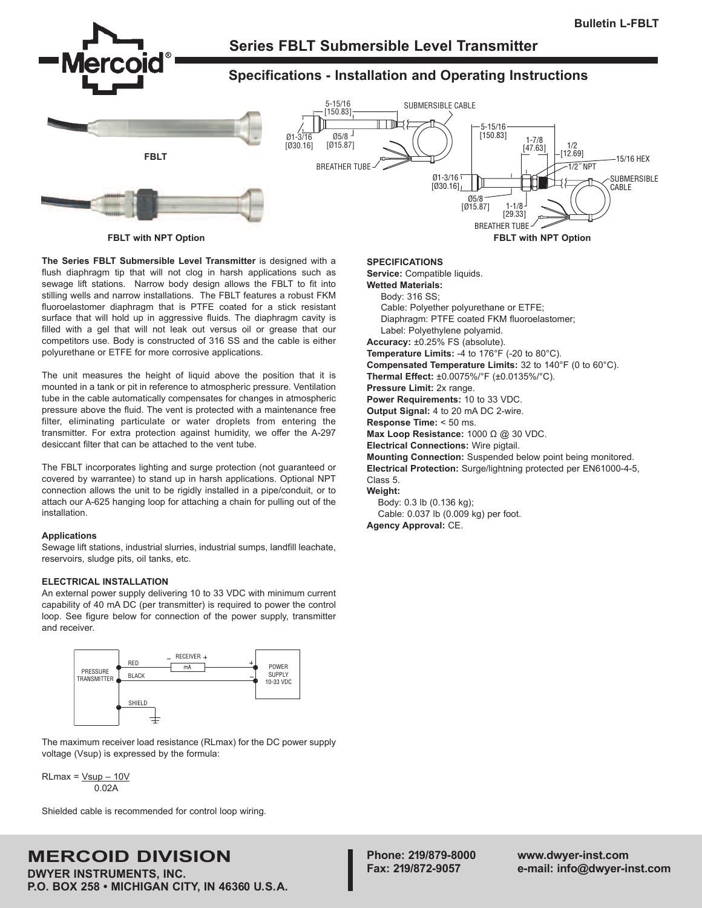# Series FBLT Submersible Level Transmitter

## Specifications - Installation and Operating Instructions

FBLT

FBLT with NPT Option

FBLT with NPT Option

**The Series FBLT Submersible Level Transmitter** is designed with a flush diaphragm tip that will not clog in harsh applications such as sewage lift stations. Narrow body design allows the FBLT to fit into stilling wells and narrow installations. The FBLT features a robust FKM fluoroelastomer diaphragm that is PTFE coated for a stick resistant surface that will hold up in aggressive fluids. The diaphragm cavity is filled with a gel that will not leak out versus oil or grease that our competitors use. Body is constructed of 316 SS and the cable is either polyurethane or ETFE for more corrosive applications.

The unit measures the height of liquid above the position that it is mounted in a tank or pit in reference to atmospheric pressure. Ventilation tube in the cable automatically compensates for changes in atmospheric pressure above the fluid. The vent is protected with a maintenance free filter, eliminating particulate or water droplets from entering the transmitter. For extra protection against humidity, we offer the A-297 desiccant filter that can be attached to the vent tube.

The FBLT incorporates lighting and surge protection (not guaranteed or covered by warrantee) to stand up in harsh applications. Optional NPT connection allows the unit to be rigidly installed in a pipe/conduit, or to attach our A-625 hanging loop for attaching a chain for pulling out of the installation.

### Applications

Sewage lift stations, industrial slurries, industrial sumps, landfill leachate, reservoirs, sludge pits, oil tanks, etc.

### ELECTRICAL INSTALLATION

An external power supply delivering 10 to 33 VDC with minimum current capability of 40 mA DC (per transmitter) is required to power the control loop. See figure below for connection of the power supply, transmitter and receiver.

The maximum receiver load resistance (RLmax) for the DC power supply voltage (Vsup) is expressed by the formula:

$$RL_{max} = \frac{V_{sup} - 10V}{0.02A}$$

Shielded cable is recommended for control loop wiring.

### SPECIFICATIONS

**Service:** Compatible liquids.

**Wetted Materials:**
- Body: 316 SS;
- Cable: Polyether polyurethane or ETFE;
- Diaphragm: PTFE coated FKM fluoroelastomer;
- Label: Polyethylene polyamid.

**Accuracy:** ±0.25% FS (absolute).

**Temperature Limits:** -4 to 176°F (-20 to 80°C).

**Compensated Temperature Limits:** 32 to 140°F (0 to 60°C).

**Thermal Effect:** ±0.0075%/°F (±0.0135%/°C).

**Pressure Limit:** 2x range.

**Power Requirements:** 10 to 33 VDC.

**Output Signal:** 4 to 20 mA DC 2-wire.

**Response Time:** < 50 ms.

**Max Loop Resistance:** 1000 Ω @ 30 VDC.

**Electrical Connections:** Wire pigtail.

**Mounting Connection:** Suspended below point being monitored.

**Electrical Protection:** Surge/lightning protected per EN61000-4-5, Class 5.

**Weight:**
- Body: 0.3 lb (0.136 kg);
- Cable: 0.037 lb (0.009 kg) per foot.

**Agency Approval:** CE.

**MERCOID DIVISION**
DWYER INSTRUMENTS, INC.
P.O. BOX 258 • MICHIGAN CITY, IN 46360 U.S.A.

Phone: 219/879-8000
Fax: 219/872-9057

www.dwyer-inst.com
e-mail: info@dwyer-inst.com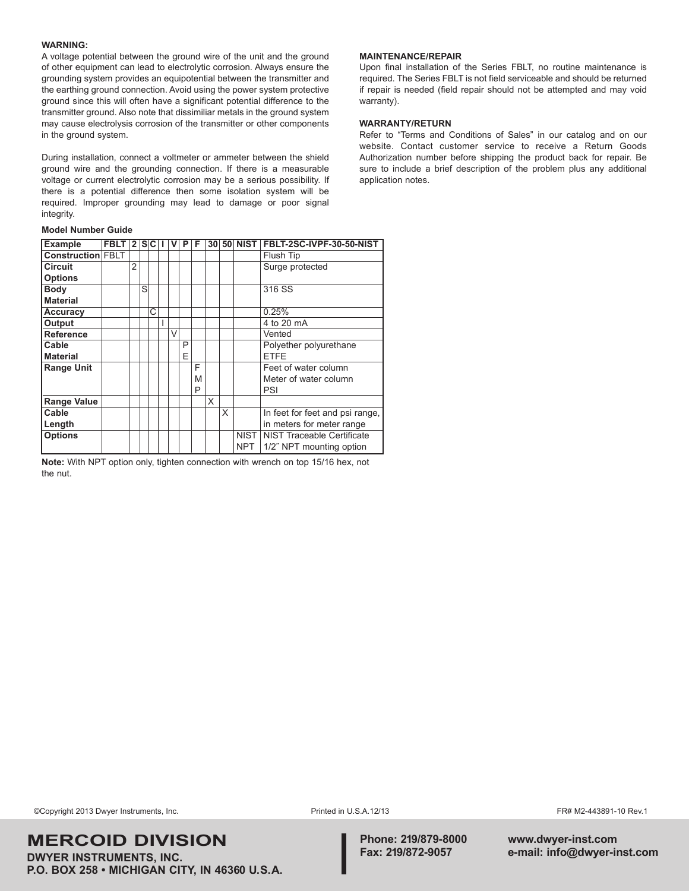**WARNING:**

A voltage potential between the ground wire of the unit and the ground of other equipment can lead to electrolytic corrosion. Always ensure the grounding system provides an equipotential between the transmitter and the earthing ground connection. Avoid using the power system protective ground since this will often have a significant potential difference to the transmitter ground. Also note that dissimiliar metals in the ground system may cause electrolysis corrosion of the transmitter or other components in the ground system.

During installation, connect a voltmeter or ammeter between the shield ground wire and the grounding connection. If there is a measurable voltage or current electrolytic corrosion may be a serious possibility. If there is a potential difference then some isolation system will be required. Improper grounding may lead to damage or poor signal integrity.

**Model Number Guide**

| Example | FBLT | 2 | S | C | I | V | P | F | 30 | 50 | NIST | FBLT-2SC-IVPF-30-50-NIST |
|---|---|---|---|---|---|---|---|---|---|---|---|---|
| Construction | FBLT | | | | | | | | | | | Flush Tip |
| Circuit Options | | 2 | | | | | | | | | | Surge protected |
| Body Material | | | S | | | | | | | | | 316 SS |
| Accuracy | | | | C | | | | | | | | 0.25% |
| Output | | | | | I | | | | | | | 4 to 20 mA |
| Reference | | | | | | V | | | | | | Vented |
| Cable Material | | | | | | | P<br>E | | | | | Polyether polyurethane<br>ETFE |
| Range Unit | | | | | | | | F<br>M<br>P | | | | Feet of water column<br>Meter of water column<br>PSI |
| Range Value | | | | | | | | | X | | | |
| Cable Length | | | | | | | | | | X | | In feet for feet and psi range, in meters for meter range |
| Options | | | | | | | | | | | NIST<br>NPT | NIST Traceable Certificate<br>1/2˝ NPT mounting option |

**Note:** With NPT option only, tighten connection with wrench on top 15/16 hex, not the nut.

**MAINTENANCE/REPAIR**

Upon final installation of the Series FBLT, no routine maintenance is required. The Series FBLT is not field serviceable and should be returned if repair is needed (field repair should not be attempted and may void warranty).

**WARRANTY/RETURN**

Refer to "Terms and Conditions of Sales" in our catalog and on our website. Contact customer service to receive a Return Goods Authorization number before shipping the product back for repair. Be sure to include a brief description of the problem plus any additional application notes.

©Copyright 2013 Dwyer Instruments, Inc. Printed in U.S.A.12/13 FR# M2-443891-10 Rev.1

**MERCOID DIVISION**
**DWYER INSTRUMENTS, INC.**
**P.O. BOX 258 • MICHIGAN CITY, IN 46360 U.S.A.**

**Phone: 219/879-8000**
**Fax: 219/872-9057**

**www.dwyer-inst.com**
**e-mail: info@dwyer-inst.com**